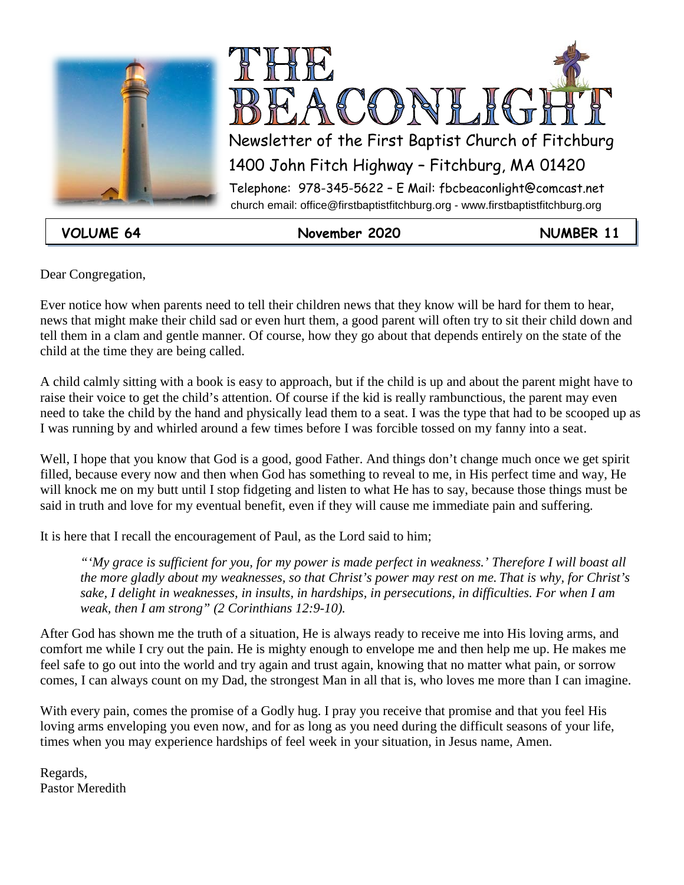# THE BEACONLIGHT

Newsletter of the First Baptist Church of Fitchburg

1400 John Fitch Highway – Fitchburg, MA 01420

Telephone: 978-345-5622 – E Mail: fbcbeaconlight@comcast.net

church email: office@firstbaptistfitchburg.org - www.firstbaptistfitchburg.org

**VOLUME 64** **November 2020** **NUMBER 11**

Dear Congregation,

Ever notice how when parents need to tell their children news that they know will be hard for them to hear, news that might make their child sad or even hurt them, a good parent will often try to sit their child down and tell them in a clam and gentle manner. Of course, how they go about that depends entirely on the state of the child at the time they are being called.

A child calmly sitting with a book is easy to approach, but if the child is up and about the parent might have to raise their voice to get the child's attention. Of course if the kid is really rambunctious, the parent may even need to take the child by the hand and physically lead them to a seat. I was the type that had to be scooped up as I was running by and whirled around a few times before I was forcible tossed on my fanny into a seat.

Well, I hope that you know that God is a good, good Father. And things don't change much once we get spirit filled, because every now and then when God has something to reveal to me, in His perfect time and way, He will knock me on my butt until I stop fidgeting and listen to what He has to say, because those things must be said in truth and love for my eventual benefit, even if they will cause me immediate pain and suffering.

It is here that I recall the encouragement of Paul, as the Lord said to him;

> *"'My grace is sufficient for you, for my power is made perfect in weakness.' Therefore I will boast all the more gladly about my weaknesses, so that Christ's power may rest on me. That is why, for Christ's sake, I delight in weaknesses, in insults, in hardships, in persecutions, in difficulties. For when I am weak, then I am strong" (2 Corinthians 12:9-10).*

After God has shown me the truth of a situation, He is always ready to receive me into His loving arms, and comfort me while I cry out the pain. He is mighty enough to envelope me and then help me up. He makes me feel safe to go out into the world and try again and trust again, knowing that no matter what pain, or sorrow comes, I can always count on my Dad, the strongest Man in all that is, who loves me more than I can imagine.

With every pain, comes the promise of a Godly hug. I pray you receive that promise and that you feel His loving arms enveloping you even now, and for as long as you need during the difficult seasons of your life, times when you may experience hardships of feel week in your situation, in Jesus name, Amen.

Regards,
Pastor Meredith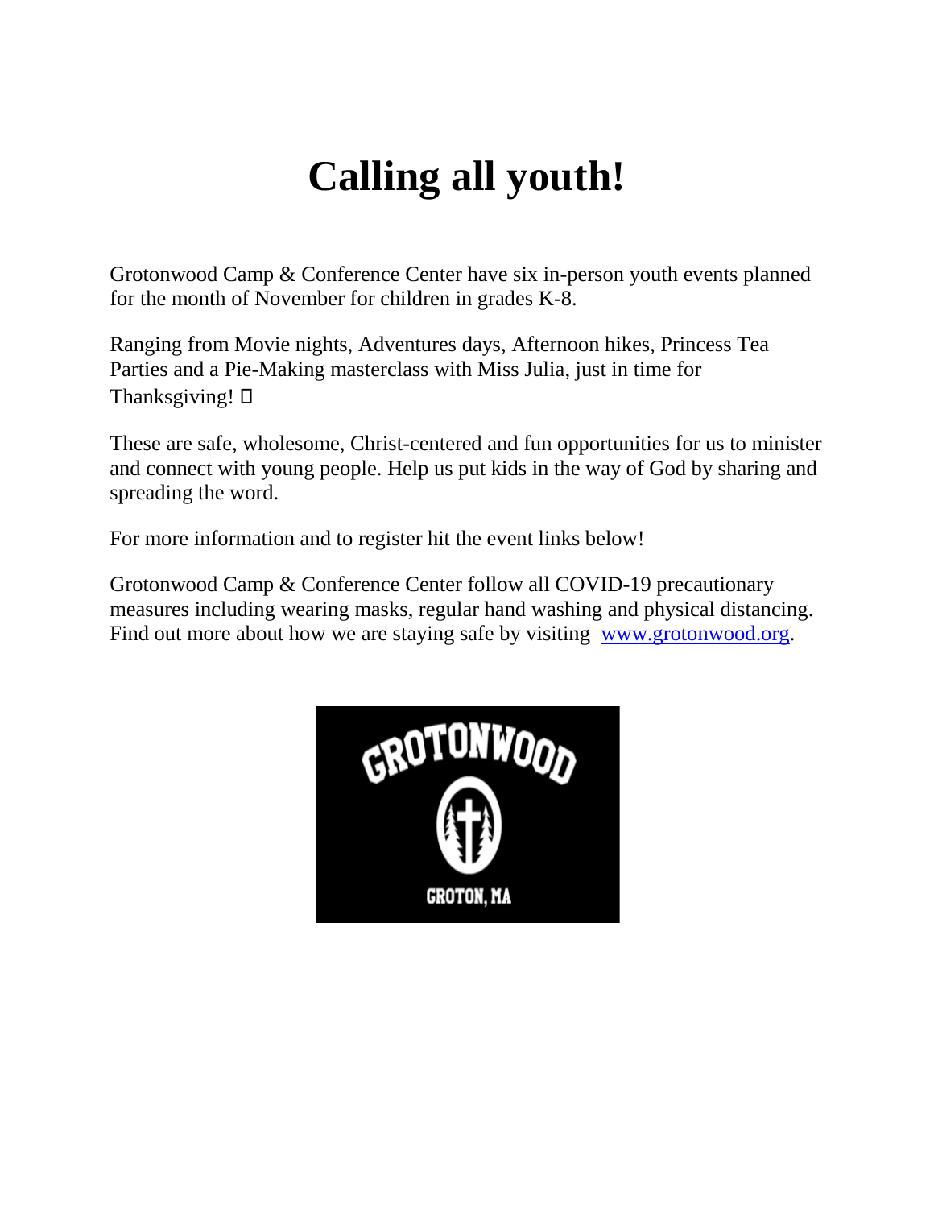# Calling all youth!

Grotonwood Camp & Conference Center have six in-person youth events planned for the month of November for children in grades K-8.

Ranging from Movie nights, Adventures days, Afternoon hikes, Princess Tea Parties and a Pie-Making masterclass with Miss Julia, just in time for Thanksgiving! 

These are safe, wholesome, Christ-centered and fun opportunities for us to minister and connect with young people. Help us put kids in the way of God by sharing and spreading the word.

For more information and to register hit the event links below!

Grotonwood Camp & Conference Center follow all COVID-19 precautionary measures including wearing masks, regular hand washing and physical distancing. Find out more about how we are staying safe by visiting [www.grotonwood.org](http://www.grotonwood.org).

GROTONWOOD

GROTON, MA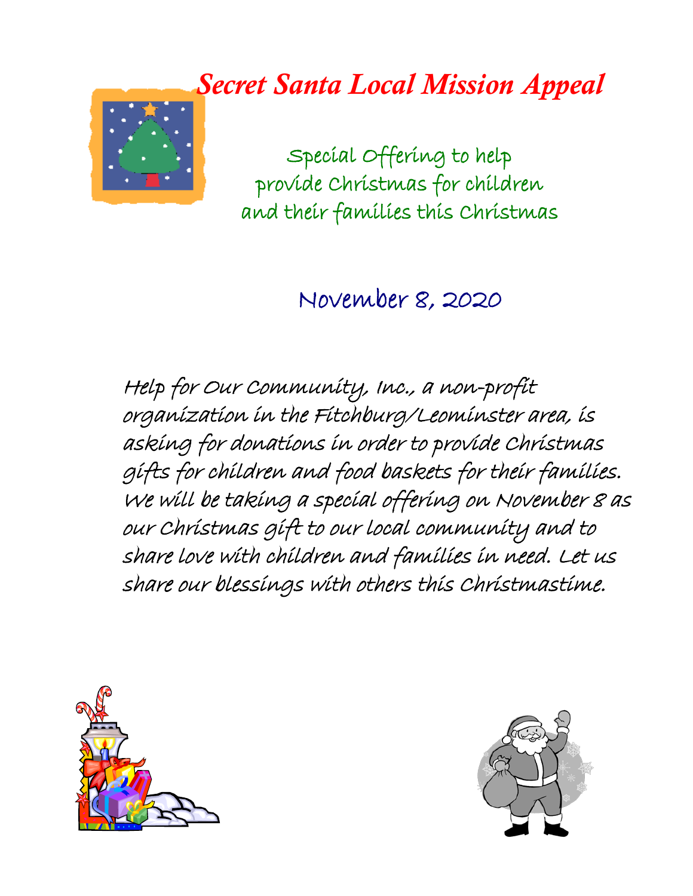# *Secret Santa Local Mission Appeal*

Special Offering to help provide Christmas for children and their families this Christmas

November 8, 2020

*Help for Our Community, Inc., a non-profit organization in the Fitchburg/Leominster area, is asking for donations in order to provide Christmas gifts for children and food baskets for their families. We will be taking a special offering on November 8 as our Christmas gift to our local community and to share love with children and families in need. Let us share our blessings with others this Christmastime.*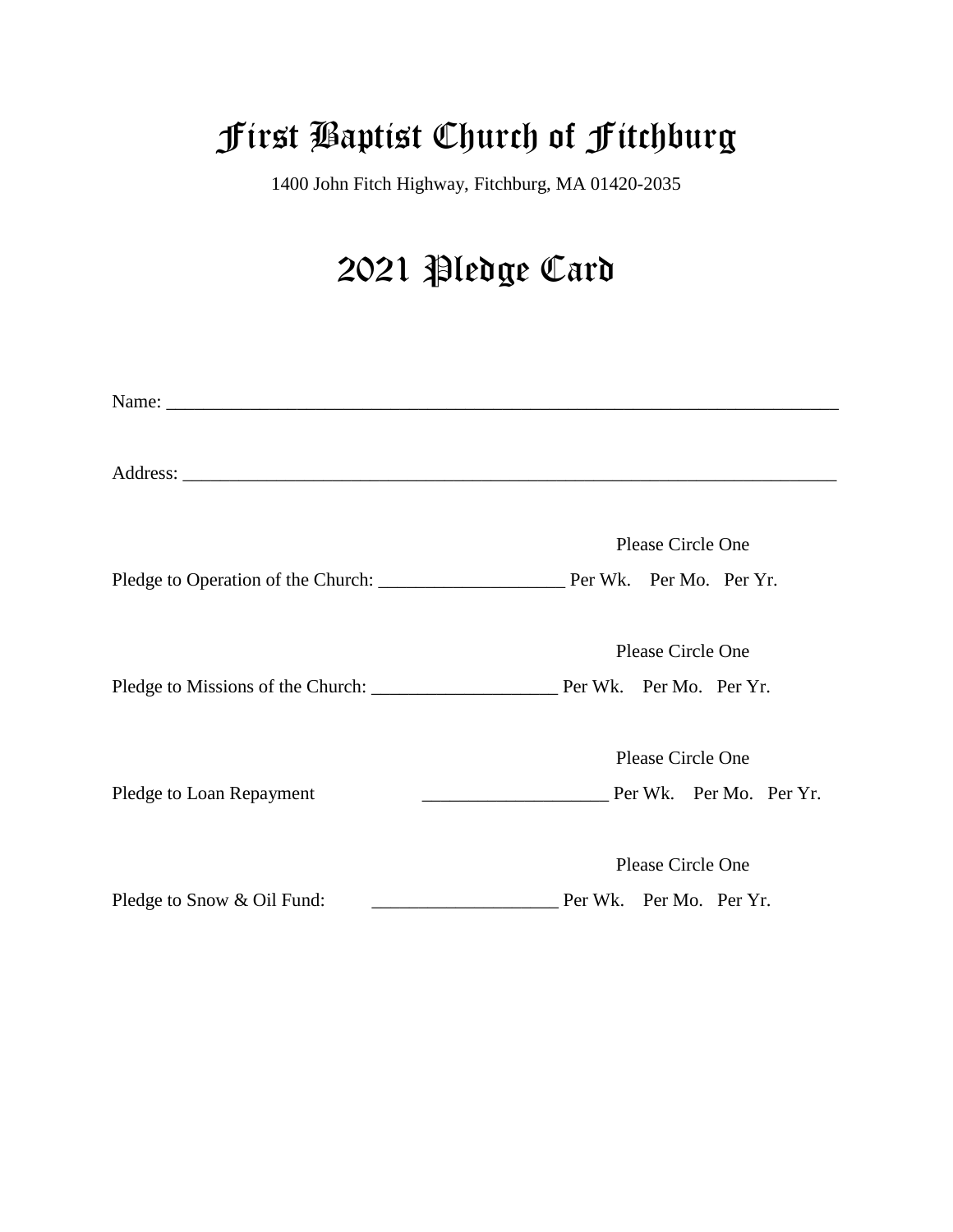# First Baptist Church of Fitchburg

1400 John Fitch Highway, Fitchburg, MA 01420-2035

## 2021 Pledge Card

Name: ___________________________________________________________________________

Address: _________________________________________________________________________

Please Circle One

Pledge to Operation of the Church: ____________________ Per Wk. Per Mo. Per Yr.

Please Circle One

Pledge to Missions of the Church: ____________________ Per Wk. Per Mo. Per Yr.

Please Circle One

Pledge to Loan Repayment ____________________ Per Wk. Per Mo. Per Yr.

Please Circle One

Pledge to Snow & Oil Fund: ____________________ Per Wk. Per Mo. Per Yr.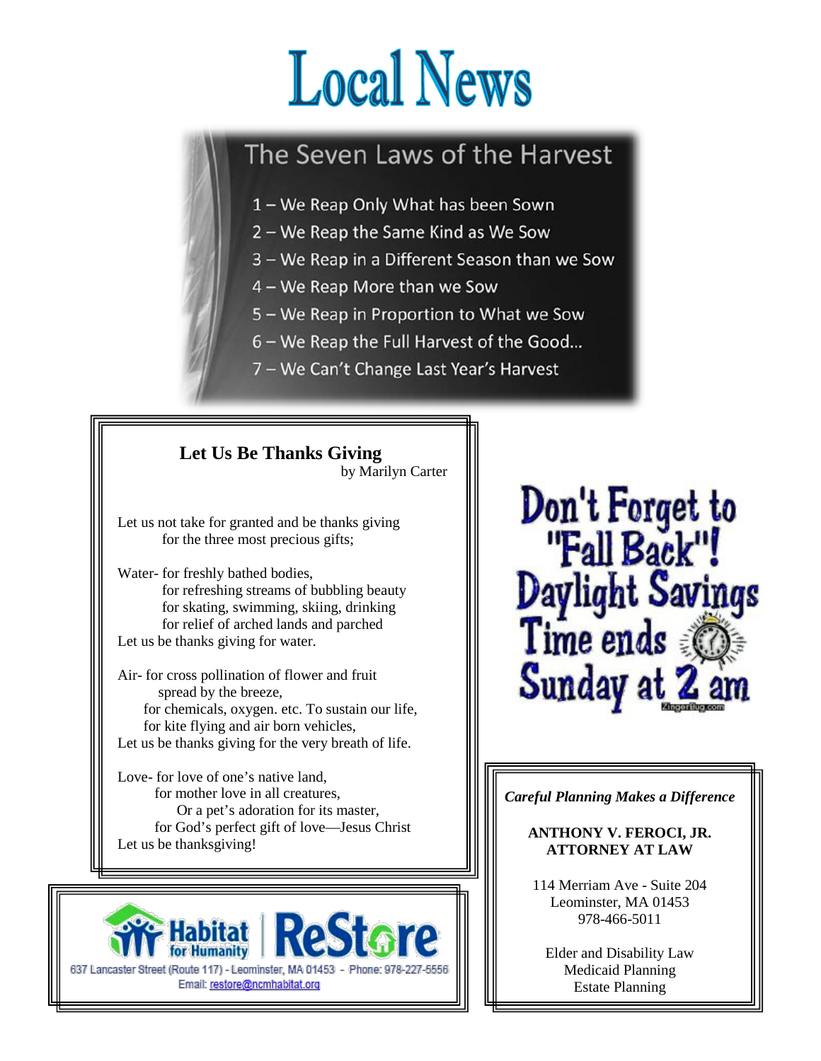# Local News

## The Seven Laws of the Harvest

1 – We Reap Only What has been Sown
2 – We Reap the Same Kind as We Sow
3 – We Reap in a Different Season than we Sow
4 – We Reap More than we Sow
5 – We Reap in Proportion to What we Sow
6 – We Reap the Full Harvest of the Good...
7 – We Can't Change Last Year's Harvest

### Let Us Be Thanks Giving

by Marilyn Carter

Let us not take for granted and be thanks giving
for the three most precious gifts;

Water- for freshly bathed bodies,
for refreshing streams of bubbling beauty
for skating, swimming, skiing, drinking
for relief of arched lands and parched
Let us be thanks giving for water.

Air- for cross pollination of flower and fruit
spread by the breeze,
for chemicals, oxygen. etc. To sustain our life,
for kite flying and air born vehicles,
Let us be thanks giving for the very breath of life.

Love- for love of one's native land,
for mother love in all creatures,
Or a pet's adoration for its master,
for God's perfect gift of love—Jesus Christ
Let us be thanksgiving!

Don't Forget to "Fall Back"! Daylight Savings Time ends Sunday at 2 am

ZingerBug.com

Habitat for Humanity | ReStore
637 Lancaster Street (Route 117) - Leominster, MA 01453 - Phone: 978-227-5556
Email: restore@ncmhabitat.org

*Careful Planning Makes a Difference*

**ANTHONY V. FEROCI, JR.
ATTORNEY AT LAW**

114 Merriam Ave - Suite 204
Leominster, MA 01453
978-466-5011

Elder and Disability Law
Medicaid Planning
Estate Planning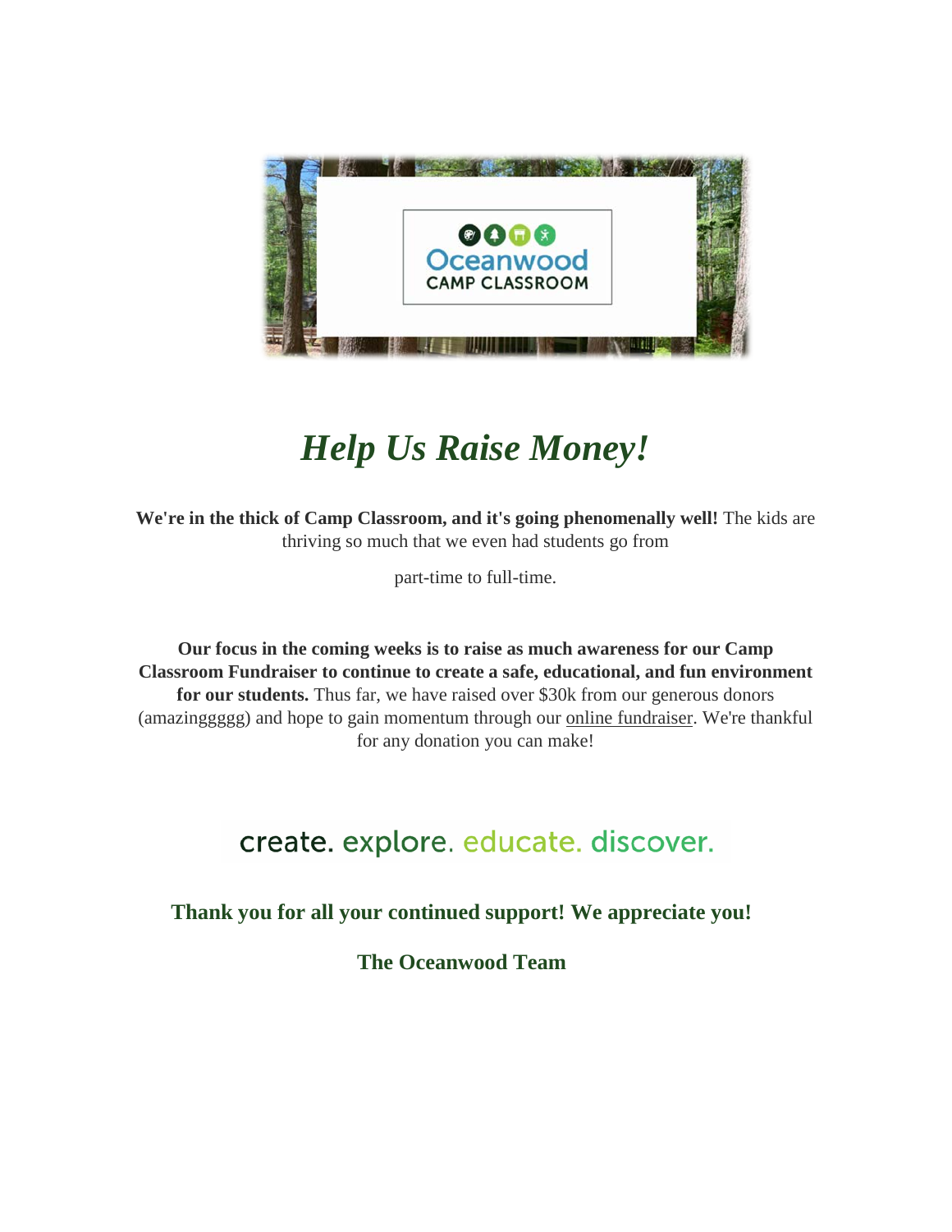Oceanwood CAMP CLASSROOM

# *Help Us Raise Money!*

**We're in the thick of Camp Classroom, and it's going phenomenally well!** The kids are thriving so much that we even had students go from

part-time to full-time.

**Our focus in the coming weeks is to raise as much awareness for our Camp Classroom Fundraiser to continue to create a safe, educational, and fun environment for our students.** Thus far, we have raised over $30k from our generous donors (amazinggggg) and hope to gain momentum through our online fundraiser. We're thankful for any donation you can make!

create. explore. educate. discover.

**Thank you for all your continued support! We appreciate you!**

**The Oceanwood Team**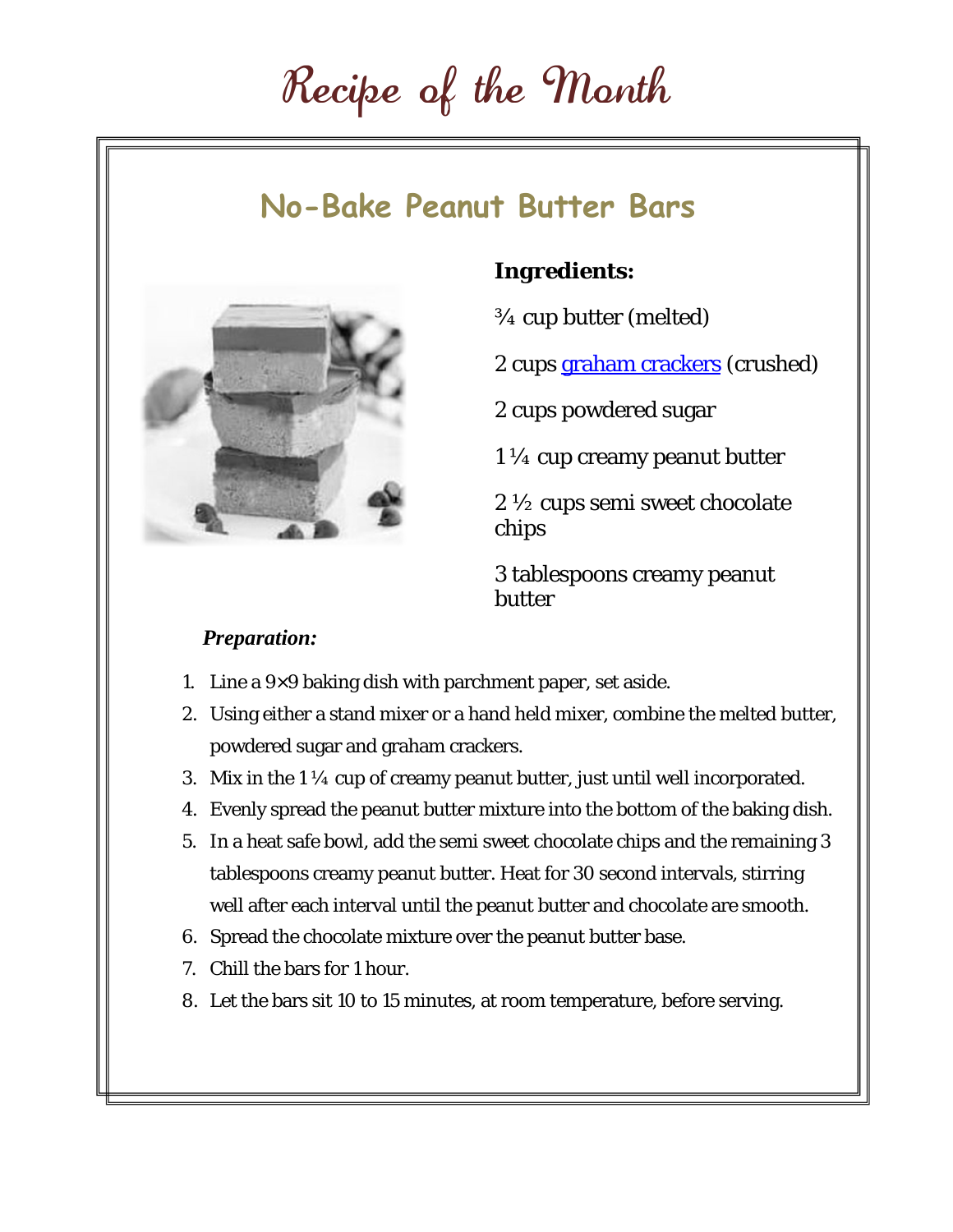# Recipe of the Month

## No-Bake Peanut Butter Bars

**Ingredients:**

¾ cup butter (melted)

2 cups graham crackers (crushed)

2 cups powdered sugar

1 ¼ cup creamy peanut butter

2 ½ cups semi sweet chocolate chips

3 tablespoons creamy peanut butter

***Preparation:***

1. Line a 9×9 baking dish with parchment paper, set aside.
2. Using either a stand mixer or a hand held mixer, combine the melted butter, powdered sugar and graham crackers.
3. Mix in the 1 ¼ cup of creamy peanut butter, just until well incorporated.
4. Evenly spread the peanut butter mixture into the bottom of the baking dish.
5. In a heat safe bowl, add the semi sweet chocolate chips and the remaining 3 tablespoons creamy peanut butter. Heat for 30 second intervals, stirring well after each interval until the peanut butter and chocolate are smooth.
6. Spread the chocolate mixture over the peanut butter base.
7. Chill the bars for 1 hour.
8. Let the bars sit 10 to 15 minutes, at room temperature, before serving.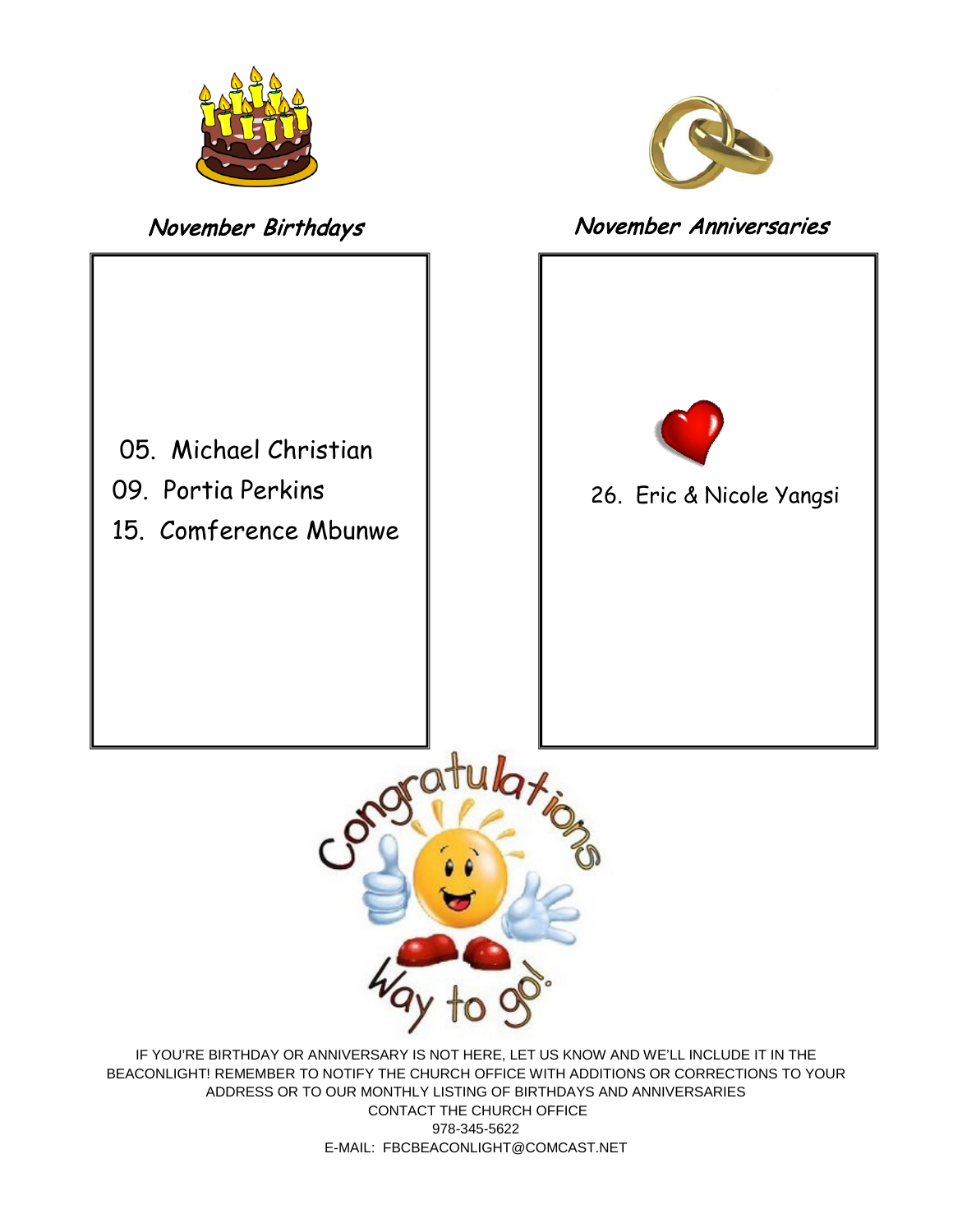## *November Birthdays*

05. Michael Christian
09. Portia Perkins
15. Comference Mbunwe

## *November Anniversaries*

26. Eric & Nicole Yangsi

IF YOU'RE BIRTHDAY OR ANNIVERSARY IS NOT HERE, LET US KNOW AND WE'LL INCLUDE IT IN THE BEACONLIGHT! REMEMBER TO NOTIFY THE CHURCH OFFICE WITH ADDITIONS OR CORRECTIONS TO YOUR ADDRESS OR TO OUR MONTHLY LISTING OF BIRTHDAYS AND ANNIVERSARIES

CONTACT THE CHURCH OFFICE

978-345-5622

E-MAIL: FBCBEACONLIGHT@COMCAST.NET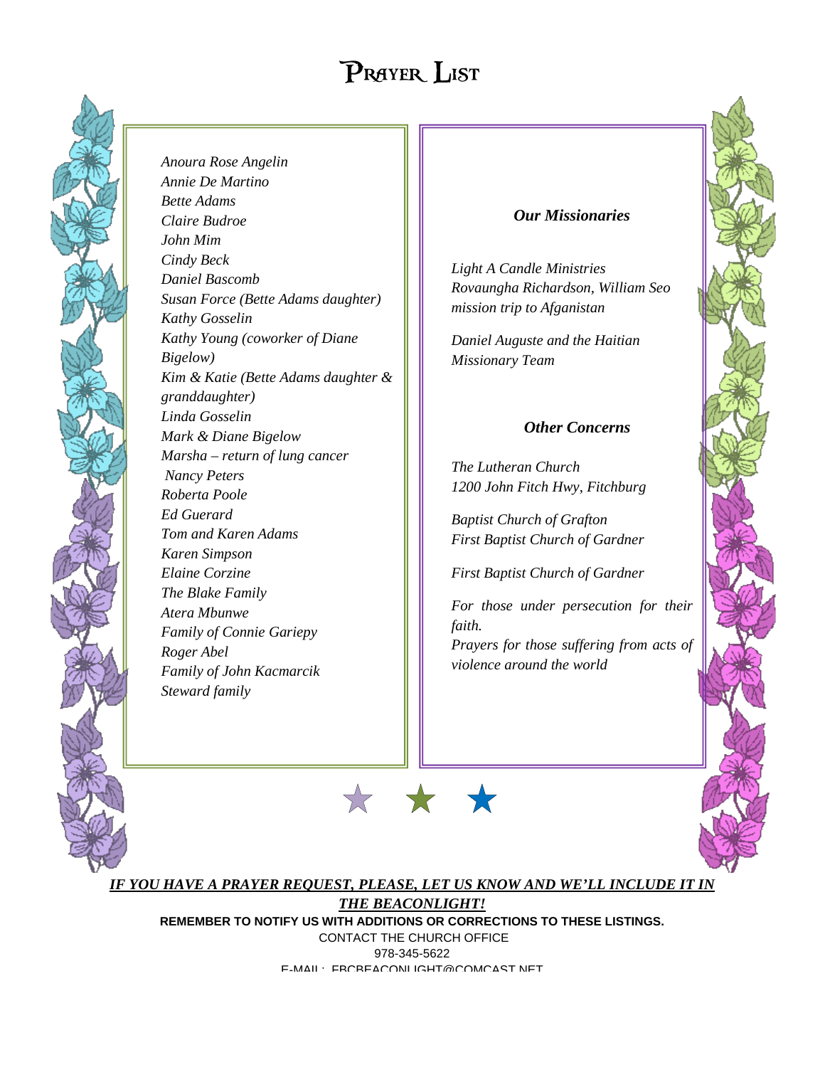# Prayer List

*Anoura Rose Angelin*
*Annie De Martino*
*Bette Adams*
*Claire Budroe*
*John Mim*
*Cindy Beck*
*Daniel Bascomb*
*Susan Force (Bette Adams daughter)*
*Kathy Gosselin*
*Kathy Young (coworker of Diane Bigelow)*
*Kim & Katie (Bette Adams daughter & granddaughter)*
*Linda Gosselin*
*Mark & Diane Bigelow*
*Marsha – return of lung cancer*
*Nancy Peters*
*Roberta Poole*
*Ed Guerard*
*Tom and Karen Adams*
*Karen Simpson*
*Elaine Corzine*
*The Blake Family*
*Atera Mbunwe*
*Family of Connie Gariepy*
*Roger Abel*
*Family of John Kacmarcik*
*Steward family*

### *Our Missionaries*

*Light A Candle Ministries*
*Rovaungha Richardson, William Seo mission trip to Afganistan*

*Daniel Auguste and the Haitian Missionary Team*

### *Other Concerns*

*The Lutheran Church*
*1200 John Fitch Hwy, Fitchburg*

*Baptist Church of Grafton*
*First Baptist Church of Gardner*

*First Baptist Church of Gardner*

*For those under persecution for their faith.*
*Prayers for those suffering from acts of violence around the world*

***IF YOU HAVE A PRAYER REQUEST, PLEASE, LET US KNOW AND WE'LL INCLUDE IT IN THE BEACONLIGHT!***

**REMEMBER TO NOTIFY US WITH ADDITIONS OR CORRECTIONS TO THESE LISTINGS.**

CONTACT THE CHURCH OFFICE
978-345-5622
E-MAIL: FBCBEACONLIGHT@COMCAST.NET